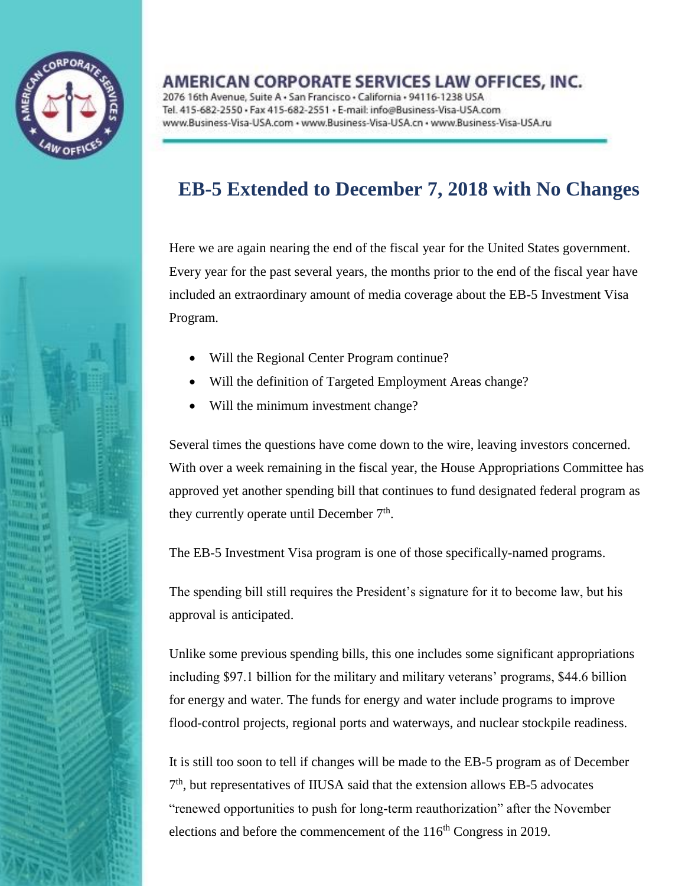# AMERICAN CORPORATE SERVICES LAW OFFICES, INC.

2076 16th Avenue, Suite A • San Francisco • California • 94116-1238 USA
Tel. 415-682-2550 • Fax 415-682-2551 • E-mail: info@Business-Visa-USA.com
www.Business-Visa-USA.com • www.Business-Visa-USA.cn • www.Business-Visa-USA.ru

## EB-5 Extended to December 7, 2018 with No Changes

Here we are again nearing the end of the fiscal year for the United States government. Every year for the past several years, the months prior to the end of the fiscal year have included an extraordinary amount of media coverage about the EB-5 Investment Visa Program.

- Will the Regional Center Program continue?
- Will the definition of Targeted Employment Areas change?
- Will the minimum investment change?

Several times the questions have come down to the wire, leaving investors concerned. With over a week remaining in the fiscal year, the House Appropriations Committee has approved yet another spending bill that continues to fund designated federal program as they currently operate until December 7th.

The EB-5 Investment Visa program is one of those specifically-named programs.

The spending bill still requires the President's signature for it to become law, but his approval is anticipated.

Unlike some previous spending bills, this one includes some significant appropriations including $97.1 billion for the military and military veterans' programs, $44.6 billion for energy and water. The funds for energy and water include programs to improve flood-control projects, regional ports and waterways, and nuclear stockpile readiness.

It is still too soon to tell if changes will be made to the EB-5 program as of December 7th, but representatives of IIUSA said that the extension allows EB-5 advocates "renewed opportunities to push for long-term reauthorization" after the November elections and before the commencement of the 116th Congress in 2019.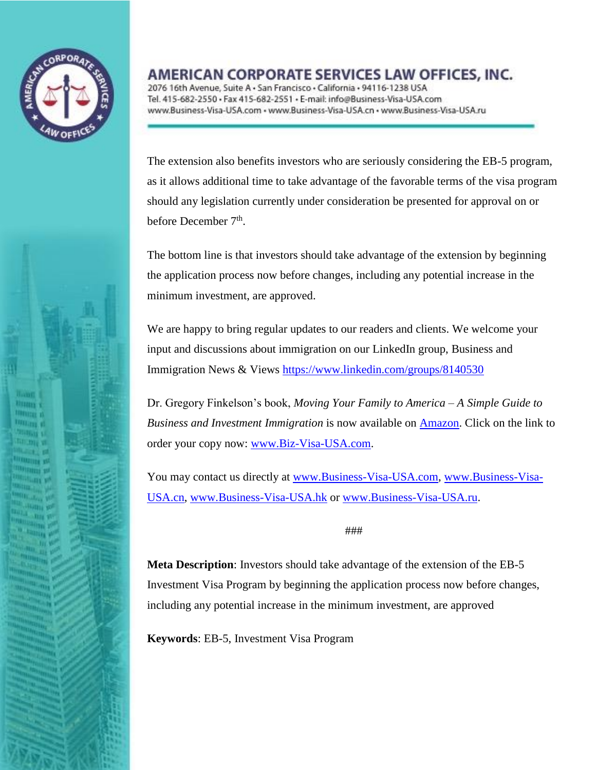The extension also benefits investors who are seriously considering the EB-5 program, as it allows additional time to take advantage of the favorable terms of the visa program should any legislation currently under consideration be presented for approval on or before December 7th.

The bottom line is that investors should take advantage of the extension by beginning the application process now before changes, including any potential increase in the minimum investment, are approved.

We are happy to bring regular updates to our readers and clients. We welcome your input and discussions about immigration on our LinkedIn group, Business and Immigration News & Views [https://www.linkedin.com/groups/8140530](https://www.linkedin.com/groups/8140530)

Dr. Gregory Finkelson's book, *Moving Your Family to America – A Simple Guide to Business and Investment Immigration* is now available on Amazon. Click on the link to order your copy now: [www.Biz-Visa-USA.com](http://www.Biz-Visa-USA.com).

You may contact us directly at [www.Business-Visa-USA.com](http://www.Business-Visa-USA.com), [www.Business-Visa-USA.cn](http://www.Business-Visa-USA.cn), [www.Business-Visa-USA.hk](http://www.Business-Visa-USA.hk) or [www.Business-Visa-USA.ru](http://www.Business-Visa-USA.ru).

###

**Meta Description**: Investors should take advantage of the extension of the EB-5 Investment Visa Program by beginning the application process now before changes, including any potential increase in the minimum investment, are approved

**Keywords**: EB-5, Investment Visa Program